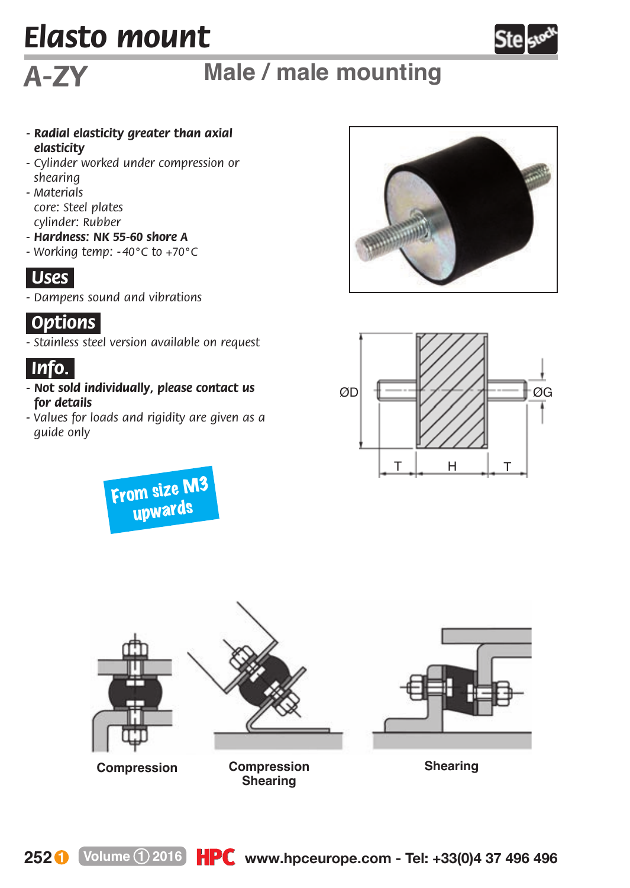# Elasto mount

## A-ZY

## Male / male mounting

- ***Radial elasticity greater than axial elasticity***
- *Cylinder worked under compression or shearing*
- *Materials*
  *core: Steel plates*
  *cylinder: Rubber*
- ***Hardness: NK 55-60 shore A***
- *Working temp: -40°C to +70°C*

### Uses

- *Dampens sound and vibrations*

### Options

- *Stainless steel version available on request*

### Info.

- ***Not sold individually, please contact us for details***
- *Values for loads and rigidity are given as a guide only*

From size M3 upwards

ØD ØG T H T

Compression

Compression Shearing

Shearing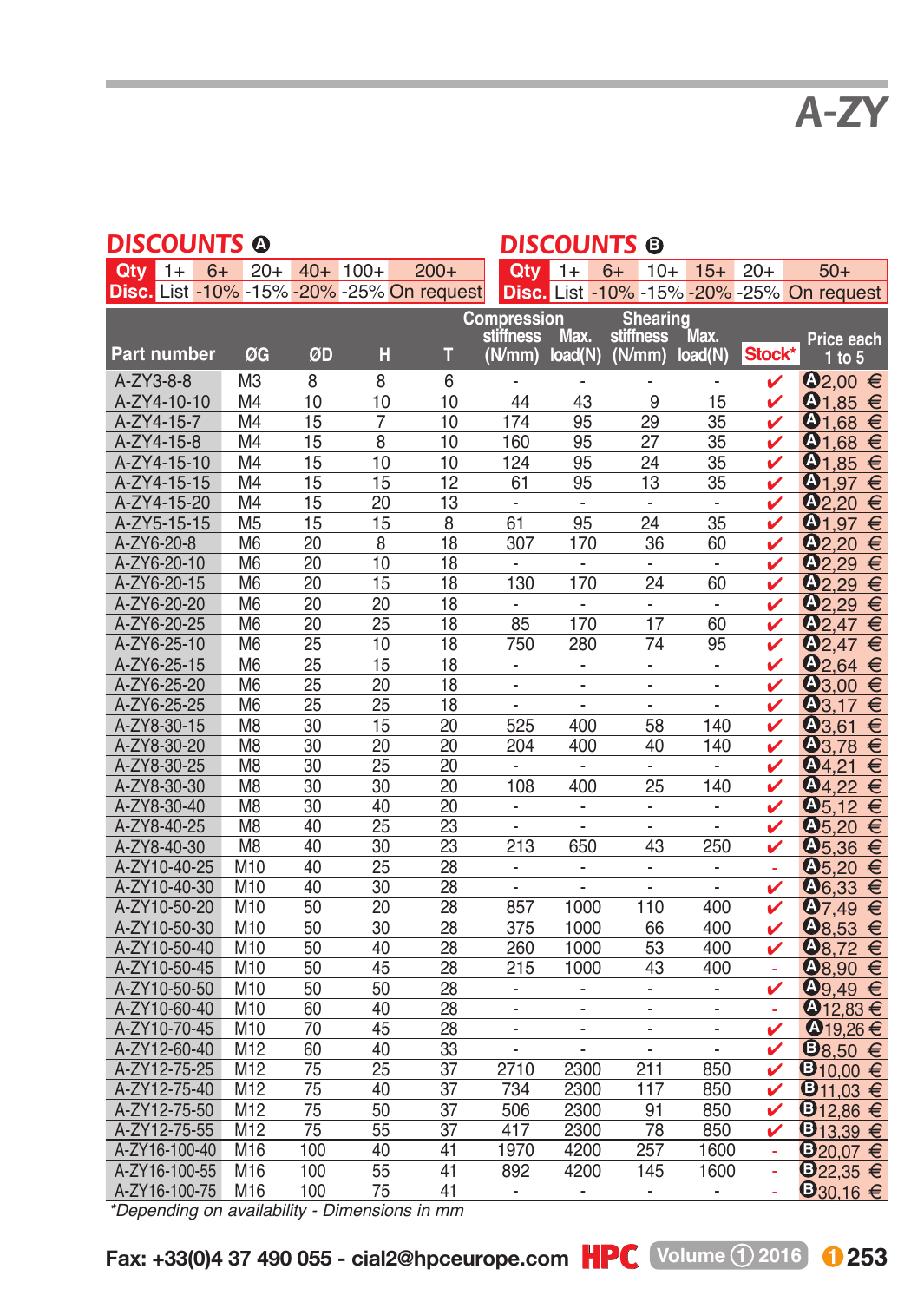# A-ZY

## DISCOUNTS A

| Qty | 1+ | 6+ | 20+ | 40+ | 100+ | 200+ |
|---|---|---|---|---|---|---|
| Disc. | List | -10% | -15% | -20% | -25% | On request |

## DISCOUNTS B

| Qty | 1+ | 6+ | 10+ | 15+ | 20+ | 50+ |
|---|---|---|---|---|---|---|
| Disc. | List | -10% | -15% | -20% | -25% | On request |

| Part number | ØG | ØD | H | T | Compression stiffness (N/mm) | Compression Max. load(N) | Shearing stiffness (N/mm) | Shearing Max. load(N) | Stock* | Price each 1 to 5 |
|---|---|---|---|---|---|---|---|---|---|---|
| A-ZY3-8-8 | M3 | 8 | 8 | 6 | - | - | - | - | ✔ | A 2,00 € |
| A-ZY4-10-10 | M4 | 10 | 10 | 10 | 44 | 43 | 9 | 15 | ✔ | A 1,85 € |
| A-ZY4-15-7 | M4 | 15 | 7 | 10 | 174 | 95 | 29 | 35 | ✔ | A 1,68 € |
| A-ZY4-15-8 | M4 | 15 | 8 | 10 | 160 | 95 | 27 | 35 | ✔ | A 1,68 € |
| A-ZY4-15-10 | M4 | 15 | 10 | 10 | 124 | 95 | 24 | 35 | ✔ | A 1,85 € |
| A-ZY4-15-15 | M4 | 15 | 15 | 12 | 61 | 95 | 13 | 35 | ✔ | A 1,97 € |
| A-ZY4-15-20 | M4 | 15 | 20 | 13 | - | - | - | - | ✔ | A 2,20 € |
| A-ZY5-15-15 | M5 | 15 | 15 | 8 | 61 | 95 | 24 | 35 | ✔ | A 1,97 € |
| A-ZY6-20-8 | M6 | 20 | 8 | 18 | 307 | 170 | 36 | 60 | ✔ | A 2,20 € |
| A-ZY6-20-10 | M6 | 20 | 10 | 18 | - | - | - | - | ✔ | A 2,29 € |
| A-ZY6-20-15 | M6 | 20 | 15 | 18 | 130 | 170 | 24 | 60 | ✔ | A 2,29 € |
| A-ZY6-20-20 | M6 | 20 | 20 | 18 | - | - | - | - | ✔ | A 2,29 € |
| A-ZY6-20-25 | M6 | 20 | 25 | 18 | 85 | 170 | 17 | 60 | ✔ | A 2,47 € |
| A-ZY6-25-10 | M6 | 25 | 10 | 18 | 750 | 280 | 74 | 95 | ✔ | A 2,47 € |
| A-ZY6-25-15 | M6 | 25 | 15 | 18 | - | - | - | - | ✔ | A 2,64 € |
| A-ZY6-25-20 | M6 | 25 | 20 | 18 | - | - | - | - | ✔ | A 3,00 € |
| A-ZY6-25-25 | M6 | 25 | 25 | 18 | - | - | - | - | ✔ | A 3,17 € |
| A-ZY8-30-15 | M8 | 30 | 15 | 20 | 525 | 400 | 58 | 140 | ✔ | A 3,61 € |
| A-ZY8-30-20 | M8 | 30 | 20 | 20 | 204 | 400 | 40 | 140 | ✔ | A 3,78 € |
| A-ZY8-30-25 | M8 | 30 | 25 | 20 | - | - | - | - | ✔ | A 4,21 € |
| A-ZY8-30-30 | M8 | 30 | 30 | 20 | 108 | 400 | 25 | 140 | ✔ | A 4,22 € |
| A-ZY8-30-40 | M8 | 30 | 40 | 20 | - | - | - | - | ✔ | A 5,12 € |
| A-ZY8-40-25 | M8 | 40 | 25 | 23 | - | - | - | - | ✔ | A 5,20 € |
| A-ZY8-40-30 | M8 | 40 | 30 | 23 | 213 | 650 | 43 | 250 | ✔ | A 5,36 € |
| A-ZY10-40-25 | M10 | 40 | 25 | 28 | - | - | - | - | - | A 5,20 € |
| A-ZY10-40-30 | M10 | 40 | 30 | 28 | - | - | - | - | ✔ | A 6,33 € |
| A-ZY10-50-20 | M10 | 50 | 20 | 28 | 857 | 1000 | 110 | 400 | ✔ | A 7,49 € |
| A-ZY10-50-30 | M10 | 50 | 30 | 28 | 375 | 1000 | 66 | 400 | ✔ | A 8,53 € |
| A-ZY10-50-40 | M10 | 50 | 40 | 28 | 260 | 1000 | 53 | 400 | ✔ | A 8,72 € |
| A-ZY10-50-45 | M10 | 50 | 45 | 28 | 215 | 1000 | 43 | 400 | - | A 8,90 € |
| A-ZY10-50-50 | M10 | 50 | 50 | 28 | - | - | - | - | ✔ | A 9,49 € |
| A-ZY10-60-40 | M10 | 60 | 40 | 28 | - | - | - | - | - | A 12,83 € |
| A-ZY10-70-45 | M10 | 70 | 45 | 28 | - | - | - | - | ✔ | A 19,26 € |
| A-ZY12-60-40 | M12 | 60 | 40 | 33 | - | - | - | - | ✔ | B 8,50 € |
| A-ZY12-75-25 | M12 | 75 | 25 | 37 | 2710 | 2300 | 211 | 850 | ✔ | B 10,00 € |
| A-ZY12-75-40 | M12 | 75 | 40 | 37 | 734 | 2300 | 117 | 850 | ✔ | B 11,03 € |
| A-ZY12-75-50 | M12 | 75 | 50 | 37 | 506 | 2300 | 91 | 850 | ✔ | B 12,86 € |
| A-ZY12-75-55 | M12 | 75 | 55 | 37 | 417 | 2300 | 78 | 850 | ✔ | B 13,39 € |
| A-ZY16-100-40 | M16 | 100 | 40 | 41 | 1970 | 4200 | 257 | 1600 | - | B 20,07 € |
| A-ZY16-100-55 | M16 | 100 | 55 | 41 | 892 | 4200 | 145 | 1600 | - | B 22,35 € |
| A-ZY16-100-75 | M16 | 100 | 75 | 41 | - | - | - | - | - | B 30,16 € |

*Depending on availability - Dimensions in mm

Fax: +33(0)4 37 490 055 - cial2@hpceurope.com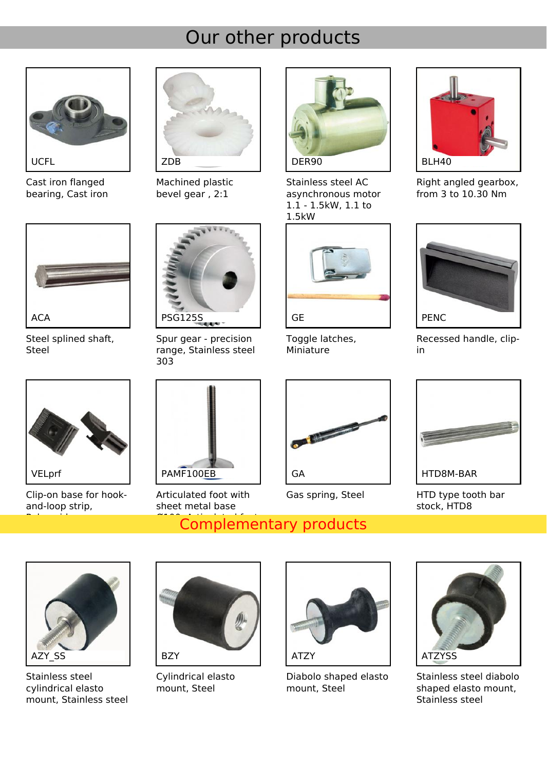# Our other products

UCFL

Cast iron flanged bearing, Cast iron

ZDB

Machined plastic bevel gear , 2:1

DER90

Stainless steel AC asynchronous motor 1.1 - 1.5kW, 1.1 to 1.5kW

BLH40

Right angled gearbox, from 3 to 10.30 Nm

ACA

Steel splined shaft, Steel

PSG125S

Spur gear - precision range, Stainless steel 303

GE

Toggle latches, Miniature

PENC

Recessed handle, clip-in

VELprf

Clip-on base for hook-and-loop strip,

PAMF100EB

Articulated foot with sheet metal base

GA

Gas spring, Steel

HTD8M-BAR

HTD type tooth bar stock, HTD8

# Complementary products

AZY_SS

Stainless steel cylindrical elasto mount, Stainless steel

BZY

Cylindrical elasto mount, Steel

ATZY

Diabolo shaped elasto mount, Steel

ATZYSS

Stainless steel diabolo shaped elasto mount, Stainless steel